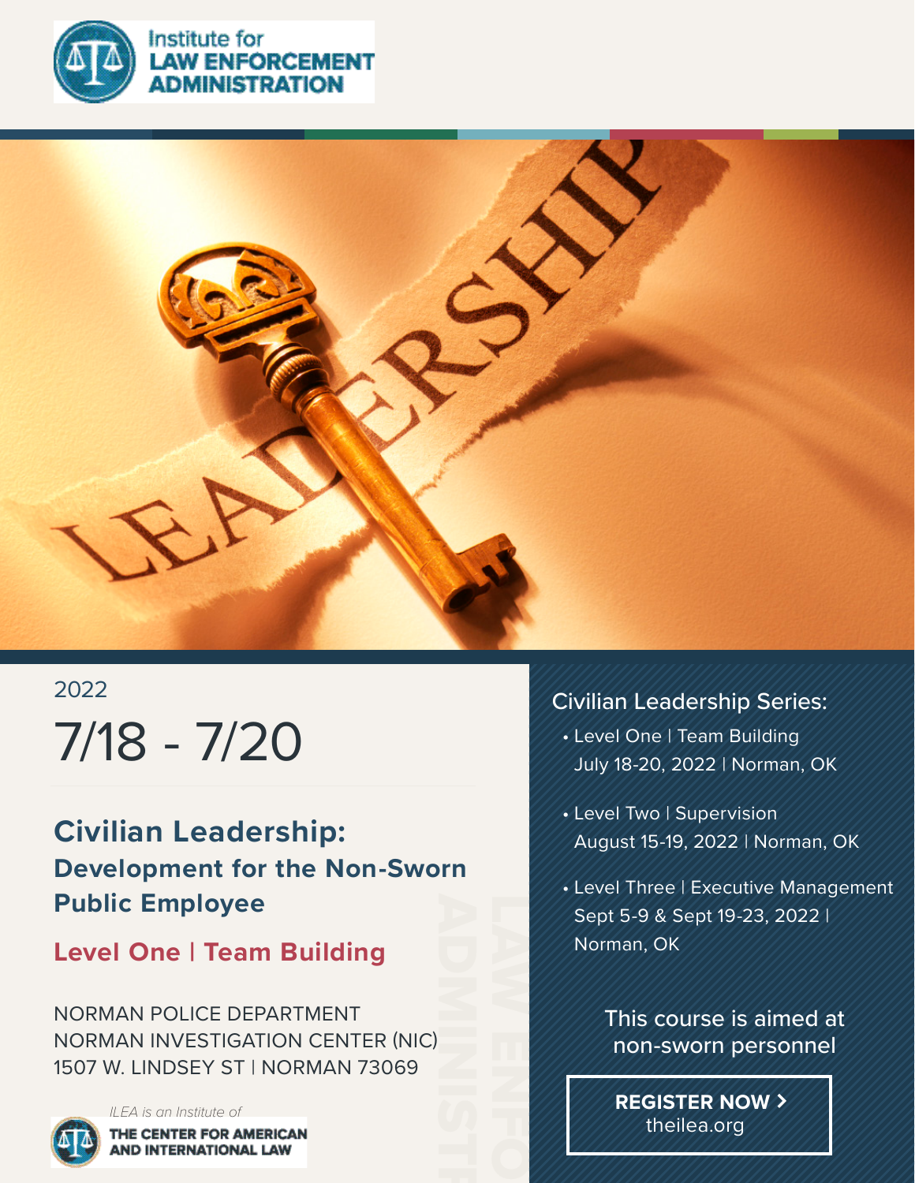Institute for **LAW ENFORCEMENT ADMINISTRATION**

2022

# 7/18 - 7/20

## Civilian Leadership:

### Development for the Non-Sworn Public Employee

### Level One | Team Building

NORMAN POLICE DEPARTMENT
NORMAN INVESTIGATION CENTER (NIC)
1507 W. LINDSEY ST | NORMAN 73069

*ILEA is an Institute of*
**THE CENTER FOR AMERICAN AND INTERNATIONAL LAW**

Civilian Leadership Series:

- Level One | Team Building
  July 18-20, 2022 | Norman, OK
- Level Two | Supervision
  August 15-19, 2022 | Norman, OK
- Level Three | Executive Management
  Sept 5-9 & Sept 19-23, 2022 | Norman, OK

This course is aimed at non-sworn personnel

**REGISTER NOW >**
theilea.org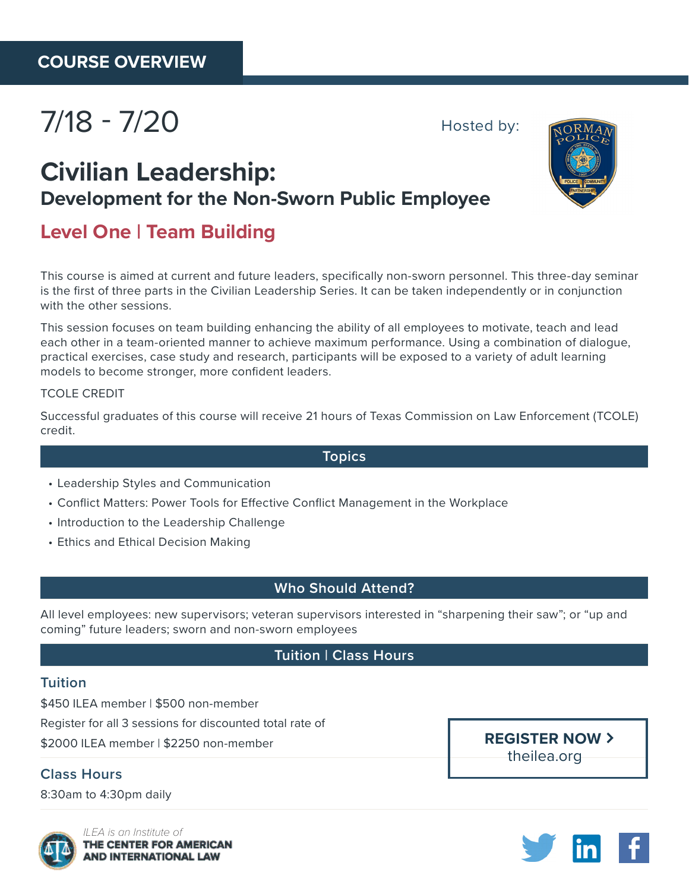## COURSE OVERVIEW

7/18 - 7/20

Hosted by:

# Civilian Leadership:

## Development for the Non-Sworn Public Employee

### Level One | Team Building

This course is aimed at current and future leaders, specifically non-sworn personnel. This three-day seminar is the first of three parts in the Civilian Leadership Series. It can be taken independently or in conjunction with the other sessions.

This session focuses on team building enhancing the ability of all employees to motivate, teach and lead each other in a team-oriented manner to achieve maximum performance. Using a combination of dialogue, practical exercises, case study and research, participants will be exposed to a variety of adult learning models to become stronger, more confident leaders.

TCOLE CREDIT

Successful graduates of this course will receive 21 hours of Texas Commission on Law Enforcement (TCOLE) credit.

### Topics

- Leadership Styles and Communication
- Conflict Matters: Power Tools for Effective Conflict Management in the Workplace
- Introduction to the Leadership Challenge
- Ethics and Ethical Decision Making

### Who Should Attend?

All level employees: new supervisors; veteran supervisors interested in "sharpening their saw"; or "up and coming" future leaders; sworn and non-sworn employees

### Tuition | Class Hours

#### Tuition

$450 ILEA member | $500 non-member

Register for all 3 sessions for discounted total rate of

$2000 ILEA member | $2250 non-member

**REGISTER NOW >**
theilea.org

#### Class Hours

8:30am to 4:30pm daily

*ILEA is an Institute of*
**THE CENTER FOR AMERICAN AND INTERNATIONAL LAW**